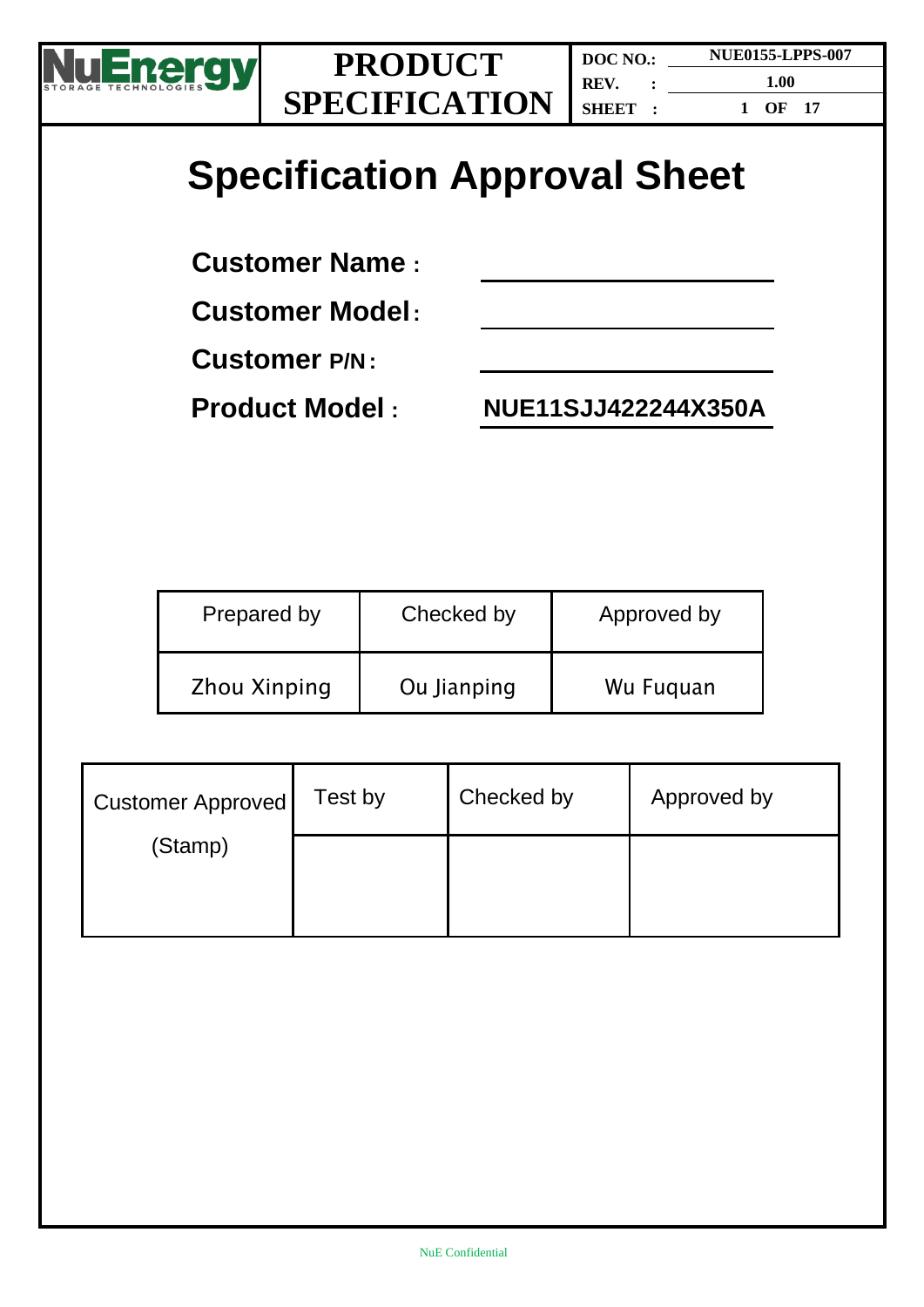# Specification Approval Sheet

**Customer Name :** \_\_\_\_\_\_\_\_\_\_\_\_\_\_\_\_

**Customer Model:** \_\_\_\_\_\_\_\_\_\_\_\_\_\_\_\_

**Customer P/N :** \_\_\_\_\_\_\_\_\_\_\_\_\_\_\_\_

**Product Model :** **NUE11SJJ422244X350A**

| Prepared by | Checked by | Approved by |
|---|---|---|
| Zhou Xinping | Ou Jianping | Wu Fuquan |

| Customer Approved (Stamp) | Test by | Checked by | Approved by |
|---|---|---|---|
| | | | |

NuE Confidential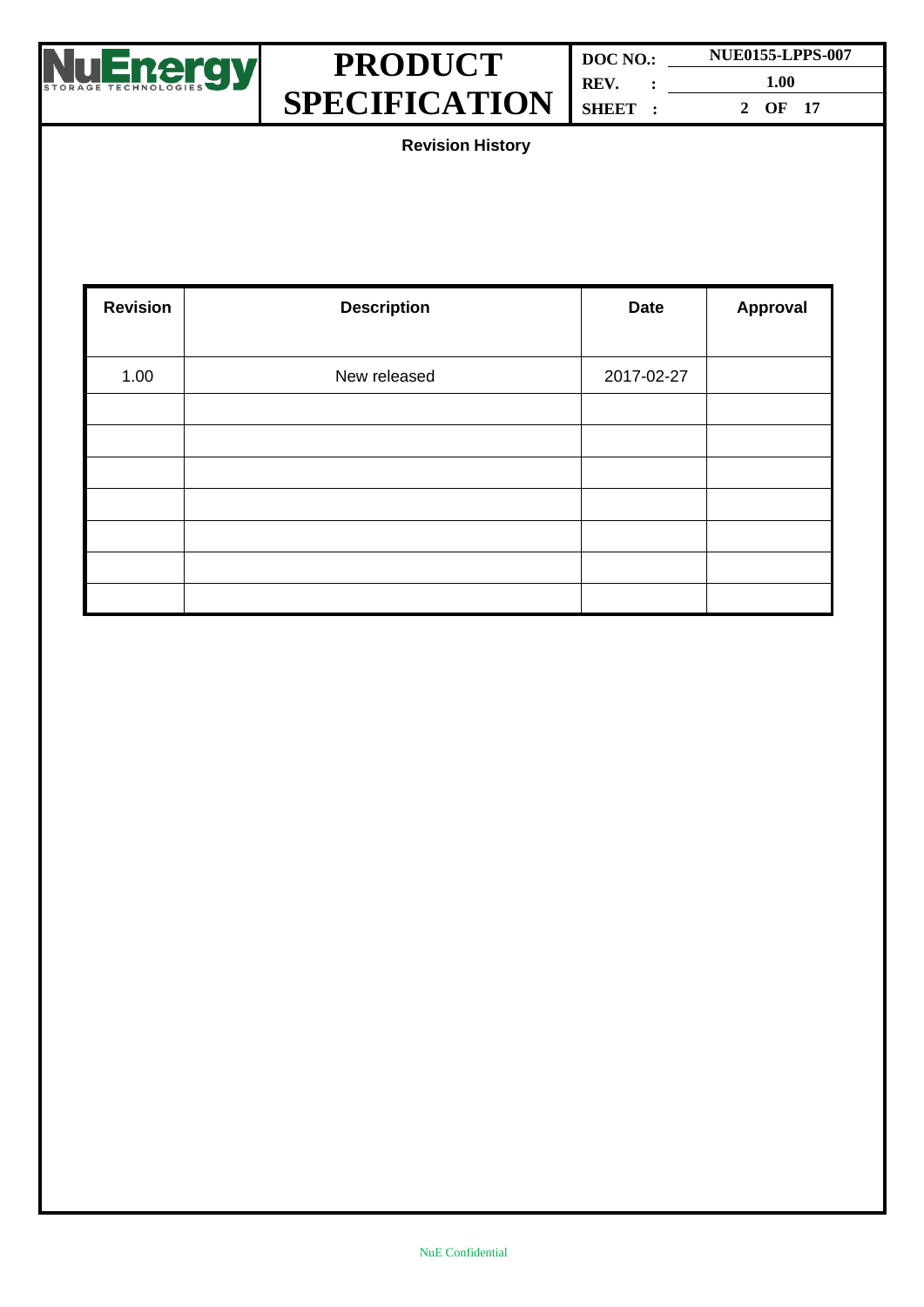**Revision History**

| Revision | Description | Date | Approval |
|---|---|---|---|
| 1.00 | New released | 2017-02-27 | |
| | | | |
| | | | |
| | | | |
| | | | |
| | | | |
| | | | |
| | | | |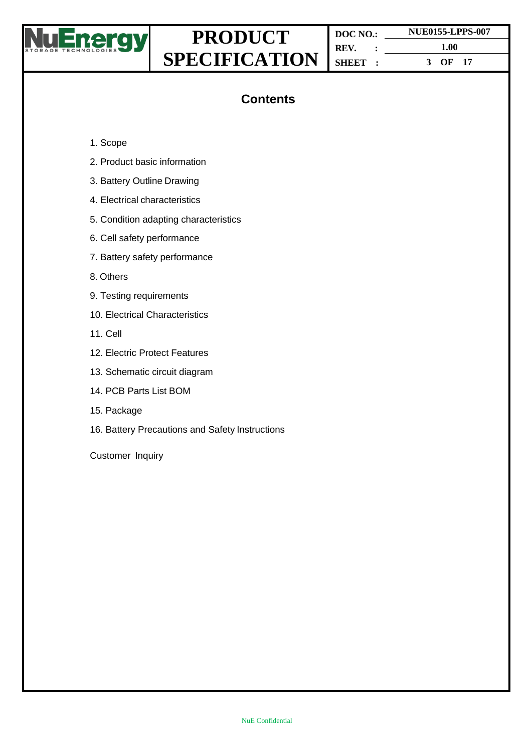# Contents

1. Scope
2. Product basic information
3. Battery Outline Drawing
4. Electrical characteristics
5. Condition adapting characteristics
6. Cell safety performance
7. Battery safety performance
8. Others
9. Testing requirements
10. Electrical Characteristics
11. Cell
12. Electric Protect Features
13. Schematic circuit diagram
14. PCB Parts List BOM
15. Package
16. Battery Precautions and Safety Instructions

Customer Inquiry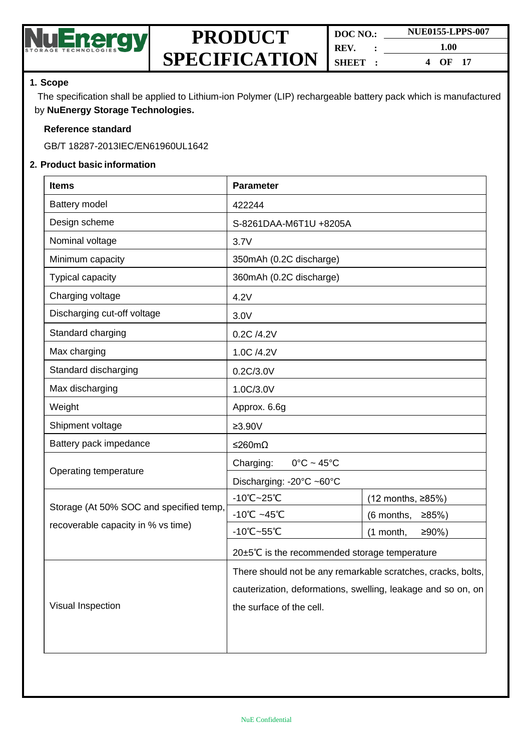## 1. Scope

The specification shall be applied to Lithium-ion Polymer (LIP) rechargeable battery pack which is manufactured by **NuEnergy Storage Technologies.**

**Reference standard**

GB/T 18287-2013IEC/EN61960UL1642

## 2. Product basic information

| **Items** | **Parameter** | |
|---|---|---|
| Battery model | 422244 | |
| Design scheme | S-8261DAA-M6T1U +8205A | |
| Nominal voltage | 3.7V | |
| Minimum capacity | 350mAh (0.2C discharge) | |
| Typical capacity | 360mAh (0.2C discharge) | |
| Charging voltage | 4.2V | |
| Discharging cut-off voltage | 3.0V | |
| Standard charging | 0.2C /4.2V | |
| Max charging | 1.0C /4.2V | |
| Standard discharging | 0.2C/3.0V | |
| Max discharging | 1.0C/3.0V | |
| Weight | Approx. 6.6g | |
| Shipment voltage | ≥3.90V | |
| Battery pack impedance | ≤260mΩ | |
| Operating temperature | Charging: 0°C ~ 45°C | |
| | Discharging: -20°C ~60°C | |
| Storage (At 50% SOC and specified temp, recoverable capacity in % vs time) | -10℃~25℃ | (12 months, ≥85%) |
| | -10℃ ~45℃ | (6 months, ≥85%) |
| | -10℃~55℃ | (1 month, ≥90%) |
| | 20±5℃ is the recommended storage temperature | |
| Visual Inspection | There should not be any remarkable scratches, cracks, bolts, cauterization, deformations, swelling, leakage and so on, on the surface of the cell. | |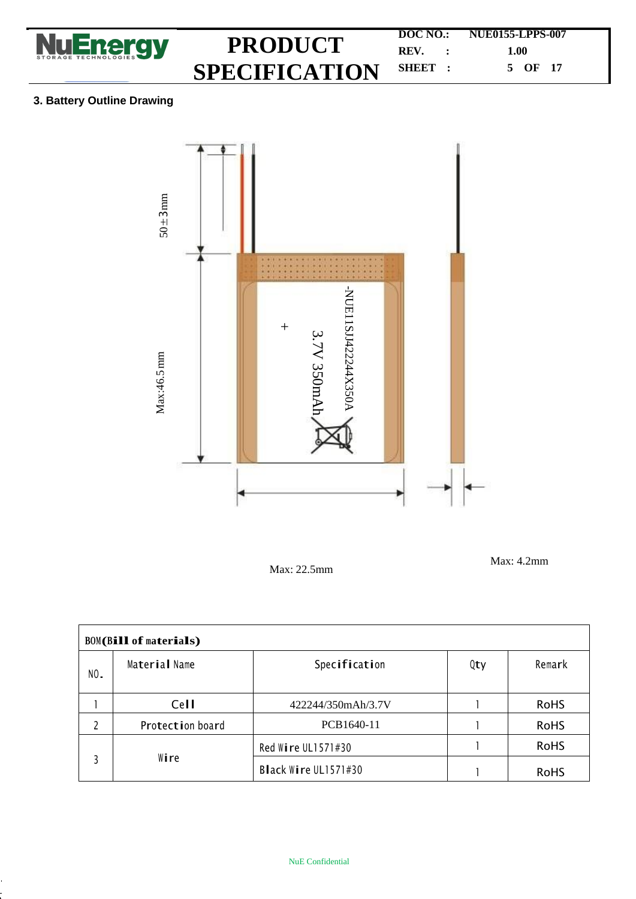## 3. Battery Outline Drawing

50±3mm

Max:46.5mm

-NUE11SJ422244X350A

3.7V 350mAh

Max: 22.5mm

Max: 4.2mm

| BOM(Bill of materials) | | | | |
|---|---|---|---|---|
| NO. | Material Name | Specification | Qty | Remark |
| 1 | Cell | 422244/350mAh/3.7V | 1 | RoHS |
| 2 | Protection board | PCB1640-11 | 1 | RoHS |
| 3 | Wire | Red Wire UL1571#30 | 1 | RoHS |
| | | Black Wire UL1571#30 | 1 | RoHS |

NuE Confidential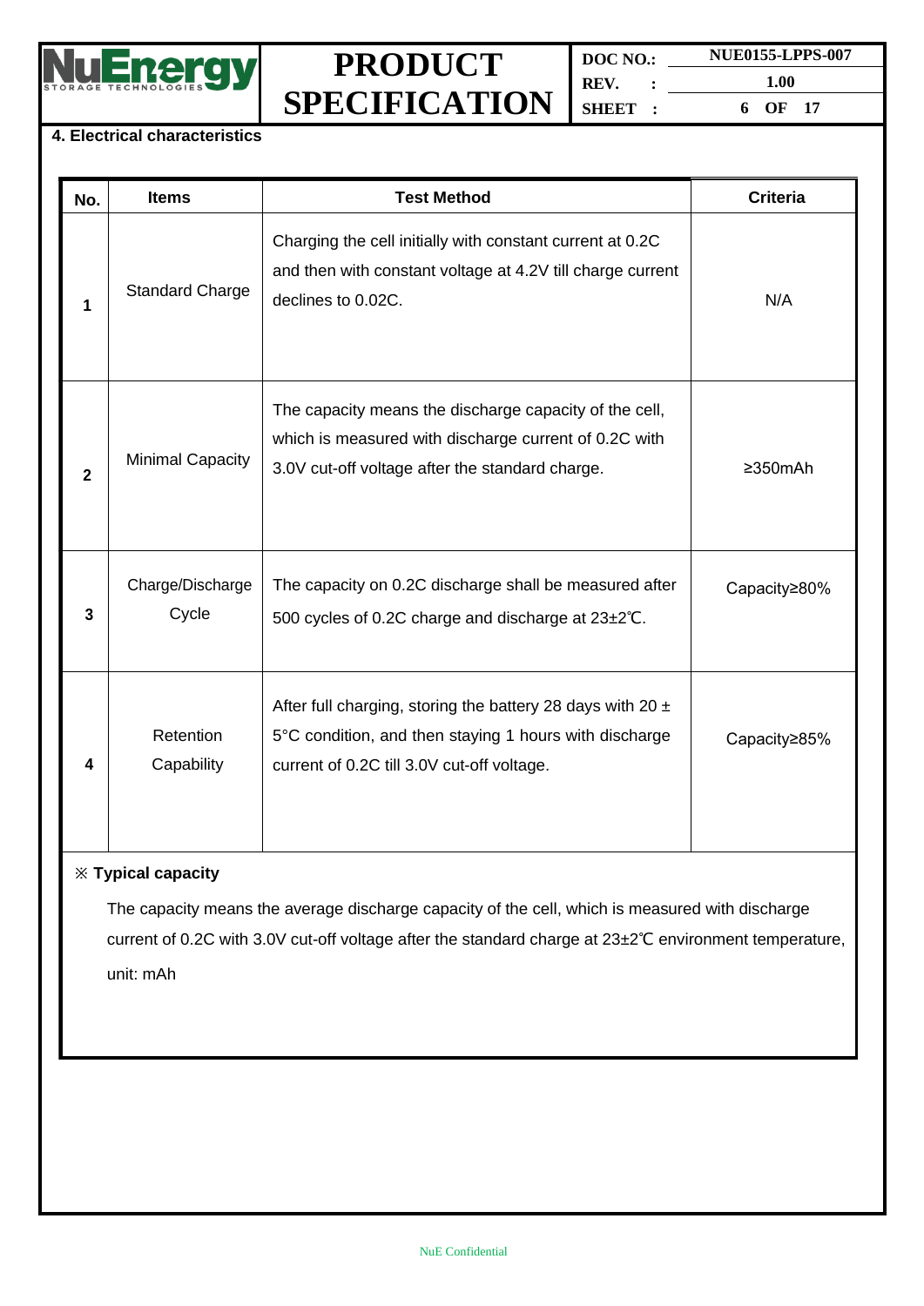## 4. Electrical characteristics

| No. | Items | Test Method | Criteria |
|---|---|---|---|
| 1 | Standard Charge | Charging the cell initially with constant current at 0.2C and then with constant voltage at 4.2V till charge current declines to 0.02C. | N/A |
| 2 | Minimal Capacity | The capacity means the discharge capacity of the cell, which is measured with discharge current of 0.2C with 3.0V cut-off voltage after the standard charge. | ≥350mAh |
| 3 | Charge/Discharge Cycle | The capacity on 0.2C discharge shall be measured after 500 cycles of 0.2C charge and discharge at 23±2℃. | Capacity≥80% |
| 4 | Retention Capability | After full charging, storing the battery 28 days with 20 ± 5°C condition, and then staying 1 hours with discharge current of 0.2C till 3.0V cut-off voltage. | Capacity≥85% |

**※ Typical capacity**

The capacity means the average discharge capacity of the cell, which is measured with discharge current of 0.2C with 3.0V cut-off voltage after the standard charge at 23±2℃ environment temperature, unit: mAh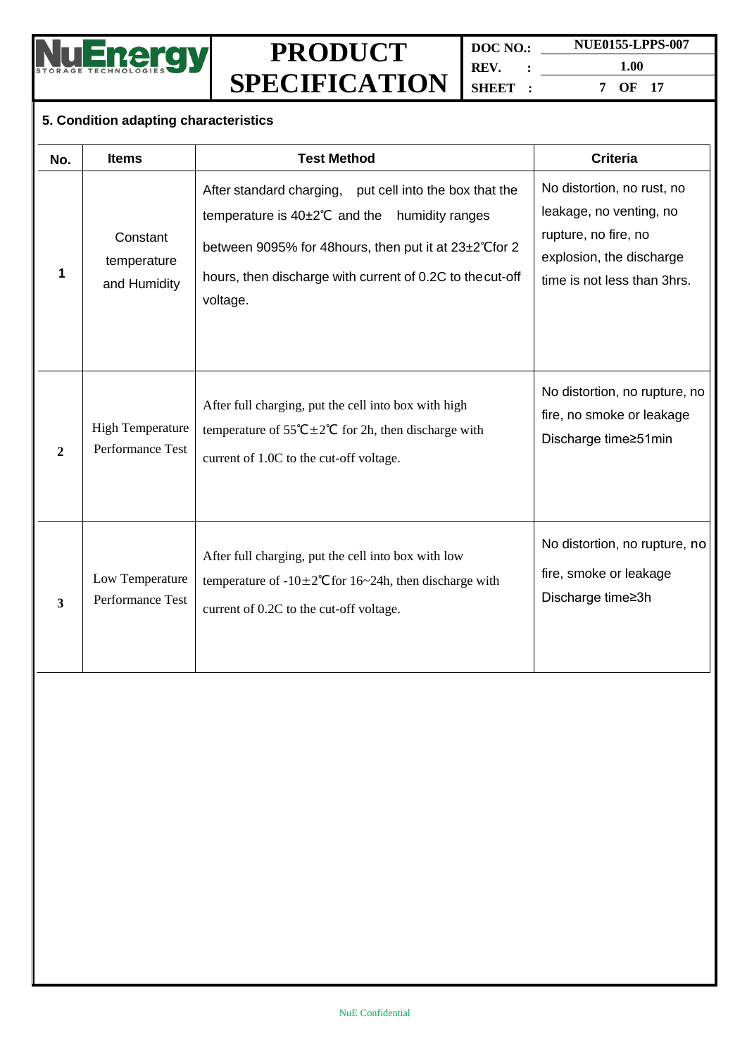## 5. Condition adapting characteristics

| No. | Items | Test Method | Criteria |
|---|---|---|---|
| 1 | Constant temperature and Humidity | After standard charging, put cell into the box that the temperature is 40±2℃ and the humidity ranges between 9095% for 48hours, then put it at 23±2℃for 2 hours, then discharge with current of 0.2C to the cut-off voltage. | No distortion, no rust, no leakage, no venting, no rupture, no fire, no explosion, the discharge time is not less than 3hrs. |
| 2 | High Temperature Performance Test | After full charging, put the cell into box with high temperature of 55℃±2℃ for 2h, then discharge with current of 1.0C to the cut-off voltage. | No distortion, no rupture, no fire, no smoke or leakage Discharge time≥51min |
| 3 | Low Temperature Performance Test | After full charging, put the cell into box with low temperature of -10±2℃for 16~24h, then discharge with current of 0.2C to the cut-off voltage. | No distortion, no rupture, no fire, smoke or leakage Discharge time≥3h |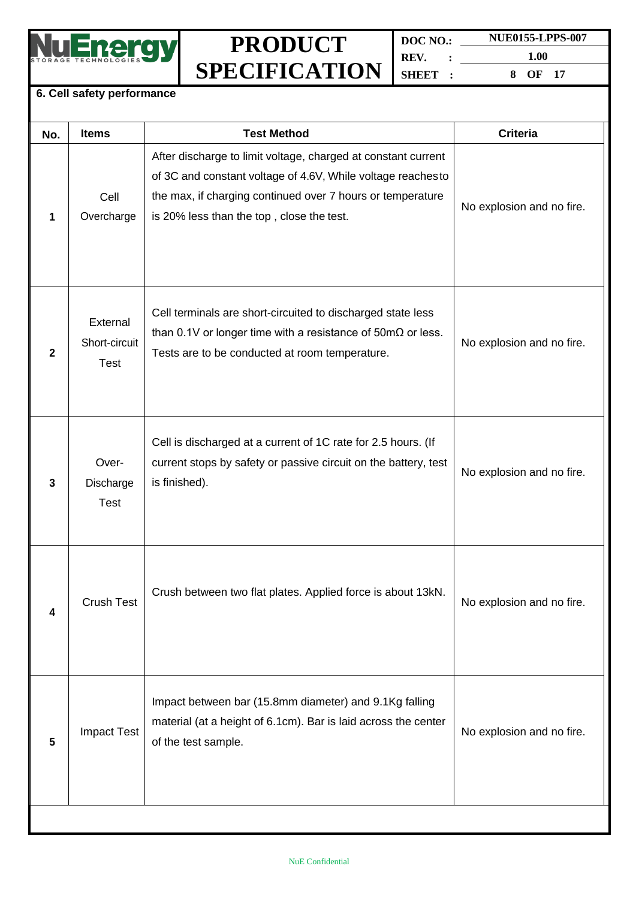## 6. Cell safety performance

| No. | Items | Test Method | Criteria |
|---|---|---|---|
| 1 | Cell Overcharge | After discharge to limit voltage, charged at constant current of 3C and constant voltage of 4.6V, While voltage reaches to the max, if charging continued over 7 hours or temperature is 20% less than the top , close the test. | No explosion and no fire. |
| 2 | External Short-circuit Test | Cell terminals are short-circuited to discharged state less than 0.1V or longer time with a resistance of 50mΩ or less. Tests are to be conducted at room temperature. | No explosion and no fire. |
| 3 | Over-Discharge Test | Cell is discharged at a current of 1C rate for 2.5 hours. (If current stops by safety or passive circuit on the battery, test is finished). | No explosion and no fire. |
| 4 | Crush Test | Crush between two flat plates. Applied force is about 13kN. | No explosion and no fire. |
| 5 | Impact Test | Impact between bar (15.8mm diameter) and 9.1Kg falling material (at a height of 6.1cm). Bar is laid across the center of the test sample. | No explosion and no fire. |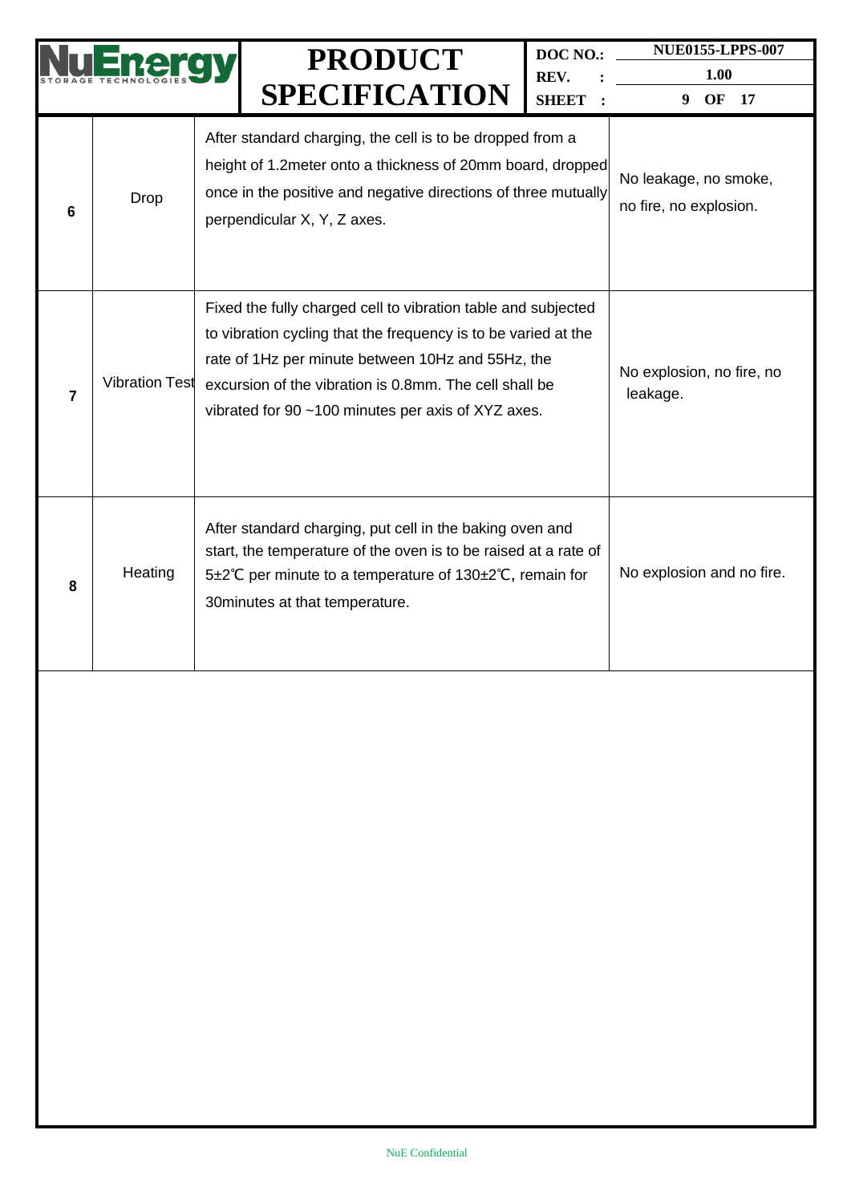| 6 | Drop | After standard charging, the cell is to be dropped from a height of 1.2meter onto a thickness of 20mm board, dropped once in the positive and negative directions of three mutually perpendicular X, Y, Z axes. | No leakage, no smoke, no fire, no explosion. |
|---|---|---|---|
| 7 | Vibration Test | Fixed the fully charged cell to vibration table and subjected to vibration cycling that the frequency is to be varied at the rate of 1Hz per minute between 10Hz and 55Hz, the excursion of the vibration is 0.8mm. The cell shall be vibrated for 90 ~100 minutes per axis of XYZ axes. | No explosion, no fire, no leakage. |
| 8 | Heating | After standard charging, put cell in the baking oven and start, the temperature of the oven is to be raised at a rate of 5±2℃ per minute to a temperature of 130±2℃, remain for 30minutes at that temperature. | No explosion and no fire. |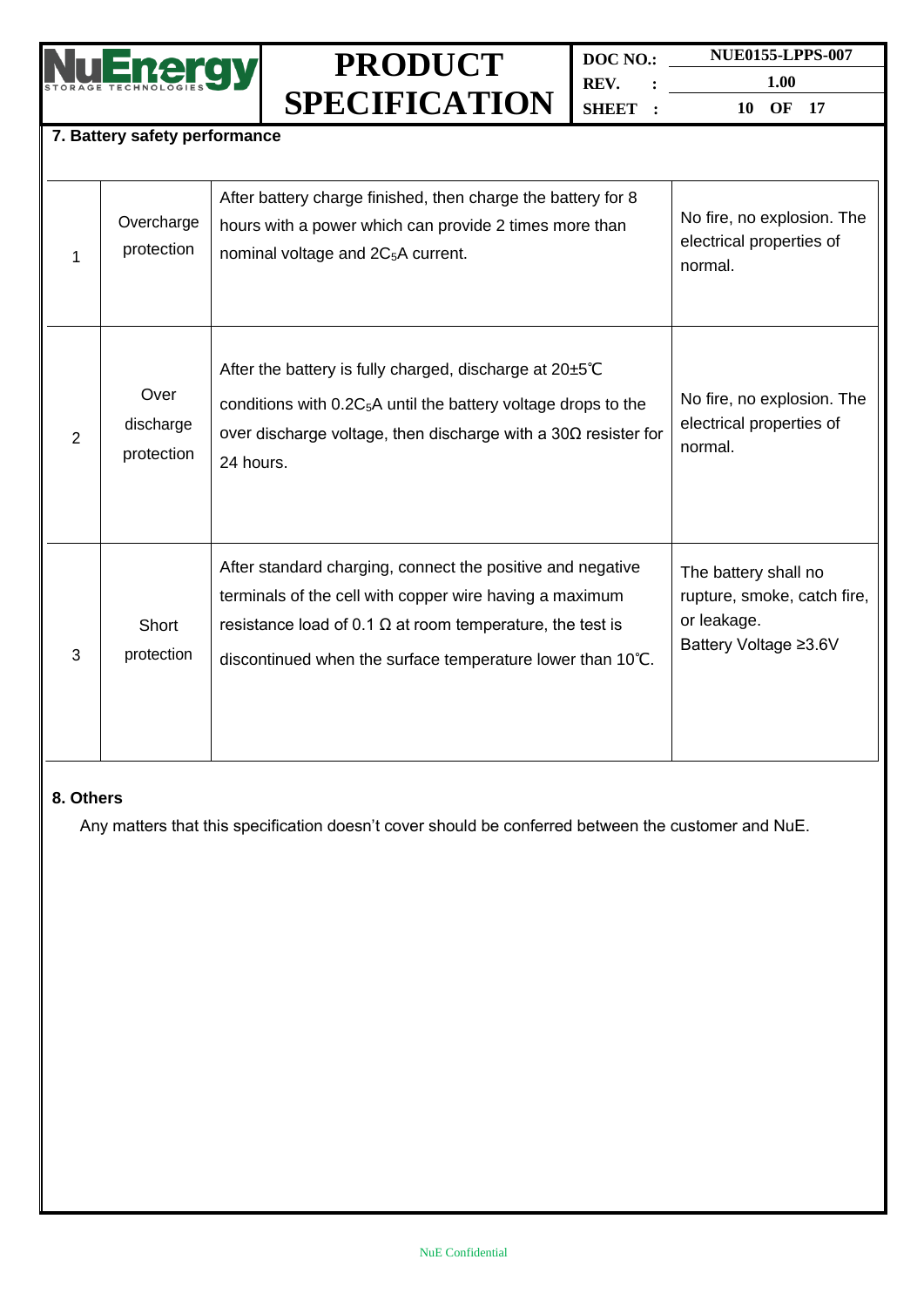## 7. Battery safety performance

| | | | |
|---|---|---|---|
| 1 | Overcharge protection | After battery charge finished, then charge the battery for 8 hours with a power which can provide 2 times more than nominal voltage and $2C_5$A current. | No fire, no explosion. The electrical properties of normal. |
| 2 | Over discharge protection | After the battery is fully charged, discharge at 20±5℃ conditions with $0.2C_5$A until the battery voltage drops to the over discharge voltage, then discharge with a 30Ω resister for 24 hours. | No fire, no explosion. The electrical properties of normal. |
| 3 | Short protection | After standard charging, connect the positive and negative terminals of the cell with copper wire having a maximum resistance load of 0.1 Ω at room temperature, the test is discontinued when the surface temperature lower than 10℃. | The battery shall no rupture, smoke, catch fire, or leakage. Battery Voltage ≥3.6V |

## 8. Others

Any matters that this specification doesn't cover should be conferred between the customer and NuE.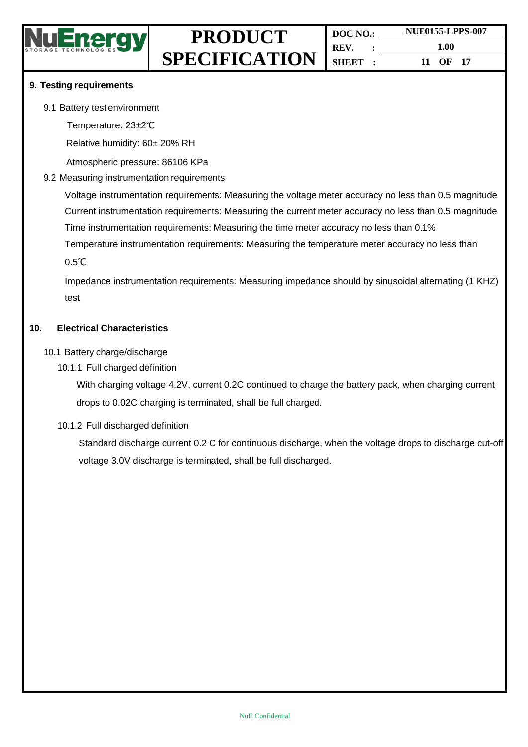## 9. Testing requirements

9.1 Battery test environment

Temperature: 23±2℃

Relative humidity: 60± 20% RH

Atmospheric pressure: 86106 KPa

9.2 Measuring instrumentation requirements

Voltage instrumentation requirements: Measuring the voltage meter accuracy no less than 0.5 magnitude

Current instrumentation requirements: Measuring the current meter accuracy no less than 0.5 magnitude

Time instrumentation requirements: Measuring the time meter accuracy no less than 0.1%

Temperature instrumentation requirements: Measuring the temperature meter accuracy no less than 0.5℃

Impedance instrumentation requirements: Measuring impedance should by sinusoidal alternating (1 KHZ) test

## 10. Electrical Characteristics

10.1 Battery charge/discharge

10.1.1 Full charged definition

With charging voltage 4.2V, current 0.2C continued to charge the battery pack, when charging current drops to 0.02C charging is terminated, shall be full charged.

10.1.2 Full discharged definition

Standard discharge current 0.2 C for continuous discharge, when the voltage drops to discharge cut-off voltage 3.0V discharge is terminated, shall be full discharged.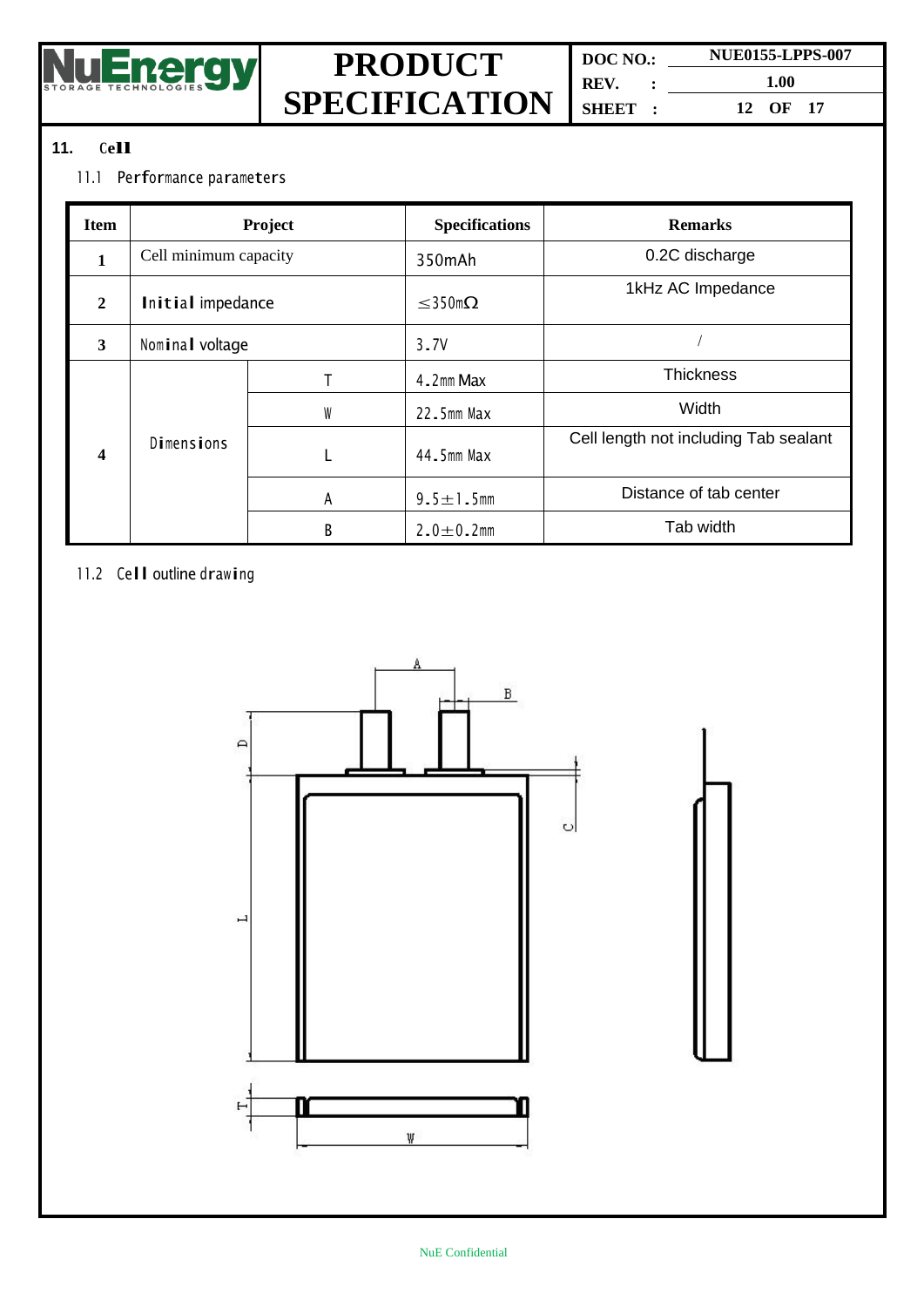## 11. Cell

### 11.1 Performance parameters

| Item | Project | | Specifications | Remarks |
|---|---|---|---|---|
| 1 | Cell minimum capacity | | 350mAh | 0.2C discharge |
| 2 | Initial impedance | | ≤350mΩ | 1kHz AC Impedance |
| 3 | Nominal voltage | | 3.7V | / |
| 4 | Dimensions | T | 4.2mm Max | Thickness |
| | | W | 22.5mm Max | Width |
| | | L | 44.5mm Max | Cell length not including Tab sealant |
| | | A | 9.5±1.5mm | Distance of tab center |
| | | B | 2.0±0.2mm | Tab width |

### 11.2 Cell outline drawing

NuE Confidential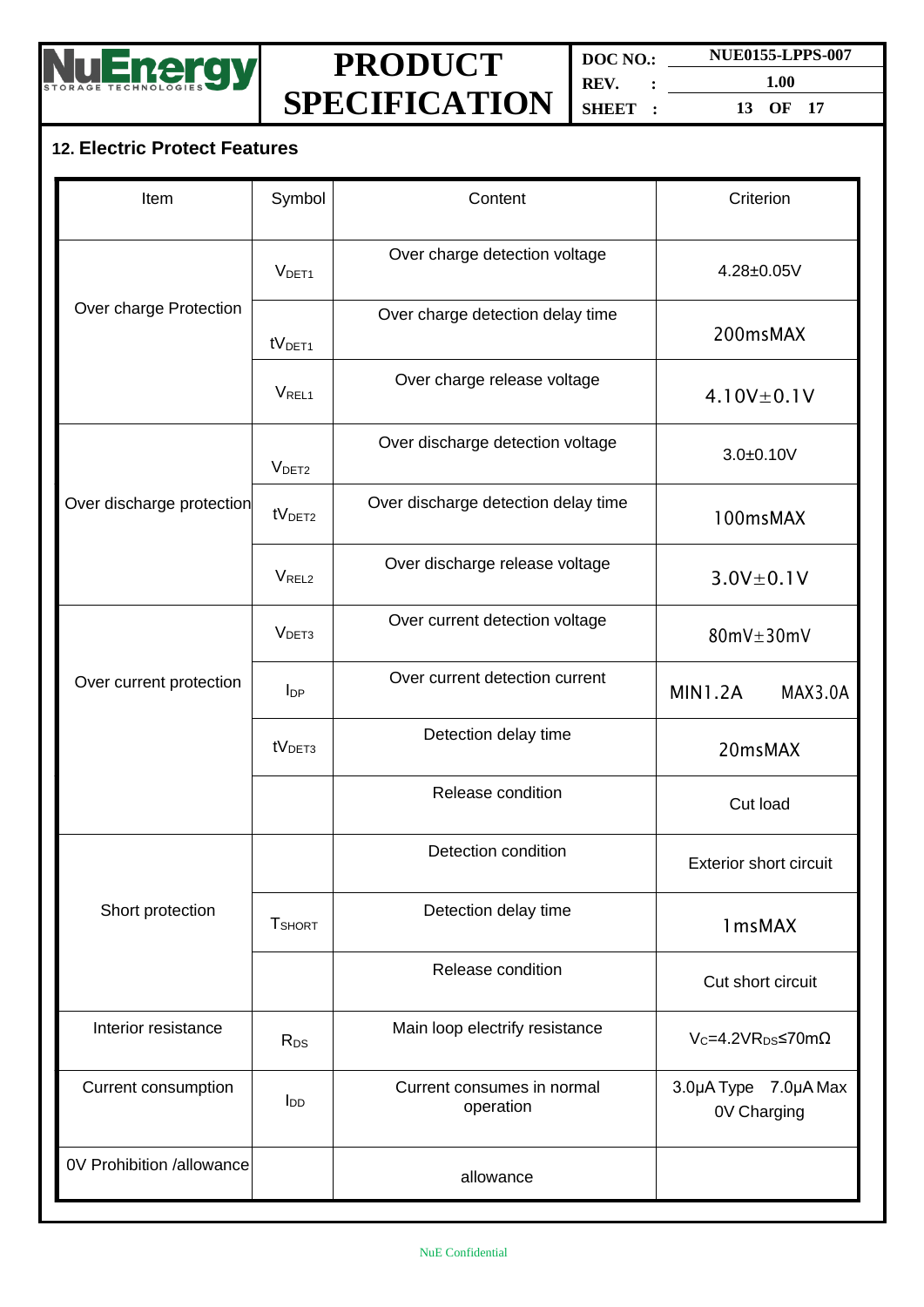## 12. Electric Protect Features

| Item | Symbol | Content | Criterion |
|---|---|---|---|
| Over charge Protection | $V_{DET1}$ | Over charge detection voltage | 4.28±0.05V |
| | $tV_{DET1}$ | Over charge detection delay time | 200msMAX |
| | $V_{REL1}$ | Over charge release voltage | 4.10V±0.1V |
| Over discharge protection | $V_{DET2}$ | Over discharge detection voltage | 3.0±0.10V |
| | $tV_{DET2}$ | Over discharge detection delay time | 100msMAX |
| | $V_{REL2}$ | Over discharge release voltage | 3.0V±0.1V |
| Over current protection | $V_{DET3}$ | Over current detection voltage | 80mV±30mV |
| | $I_{DP}$ | Over current detection current | MIN1.2A MAX3.0A |
| | $tV_{DET3}$ | Detection delay time | 20msMAX |
| | | Release condition | Cut load |
| Short protection | | Detection condition | Exterior short circuit |
| | $T_{SHORT}$ | Detection delay time | 1msMAX |
| | | Release condition | Cut short circuit |
| Interior resistance | $R_{DS}$ | Main loop electrify resistance | $V_C$=4.2V$R_{DS}$≤70mΩ |
| Current consumption | $I_{DD}$ | Current consumes in normal operation | 3.0μA Type 7.0μA Max 0V Charging |
| 0V Prohibition /allowance | | allowance | |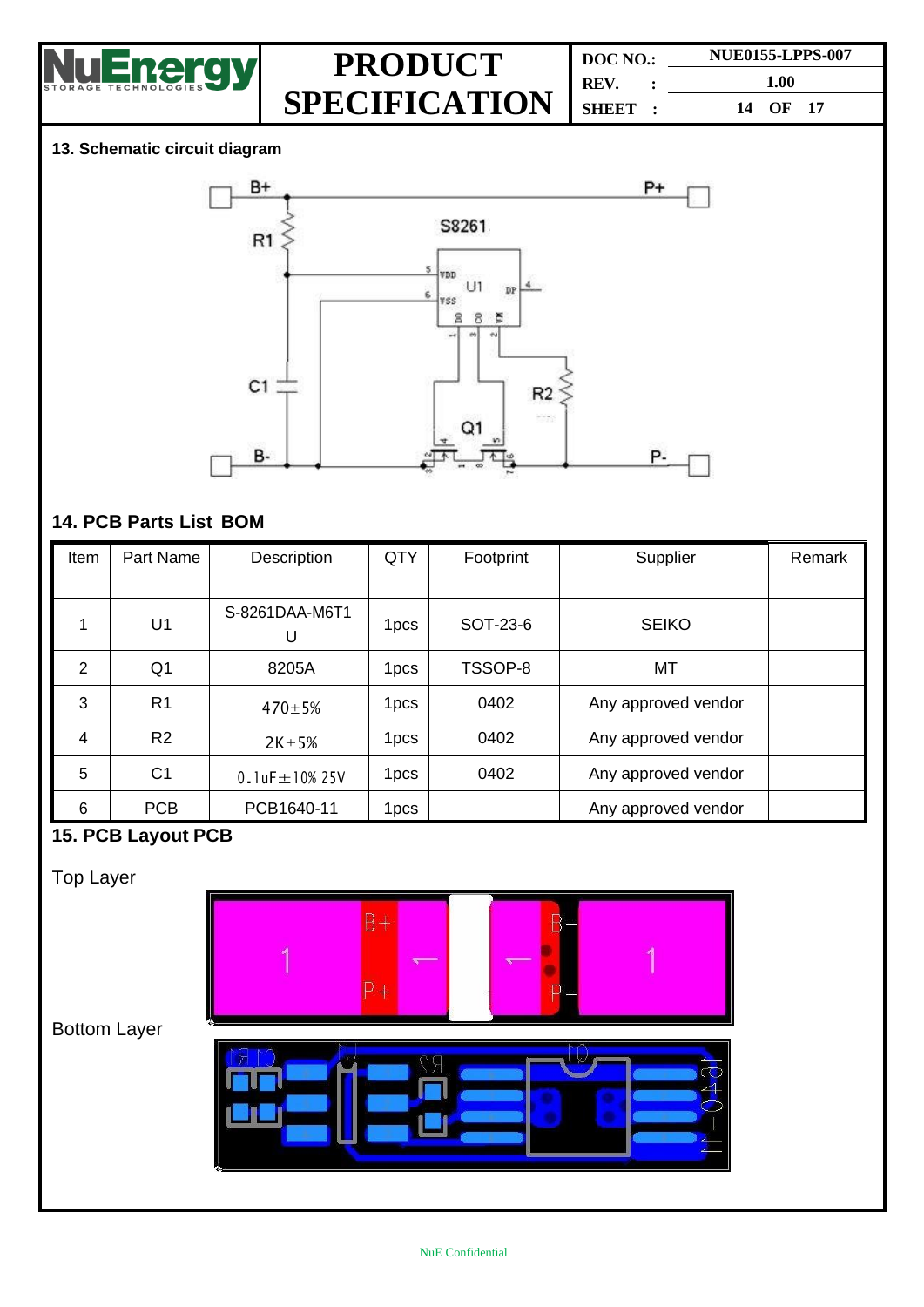## 13. Schematic circuit diagram

## 14. PCB Parts List BOM

| Item | Part Name | Description | QTY | Footprint | Supplier | Remark |
|---|---|---|---|---|---|---|
| 1 | U1 | S-8261DAA-M6T1U | 1pcs | SOT-23-6 | SEIKO | |
| 2 | Q1 | 8205A | 1pcs | TSSOP-8 | MT | |
| 3 | R1 | 470±5% | 1pcs | 0402 | Any approved vendor | |
| 4 | R2 | 2K±5% | 1pcs | 0402 | Any approved vendor | |
| 5 | C1 | 0.1uF±10% 25V | 1pcs | 0402 | Any approved vendor | |
| 6 | PCB | PCB1640-11 | 1pcs | | Any approved vendor | |

## 15. PCB Layout PCB

Top Layer

Bottom Layer

NuE Confidential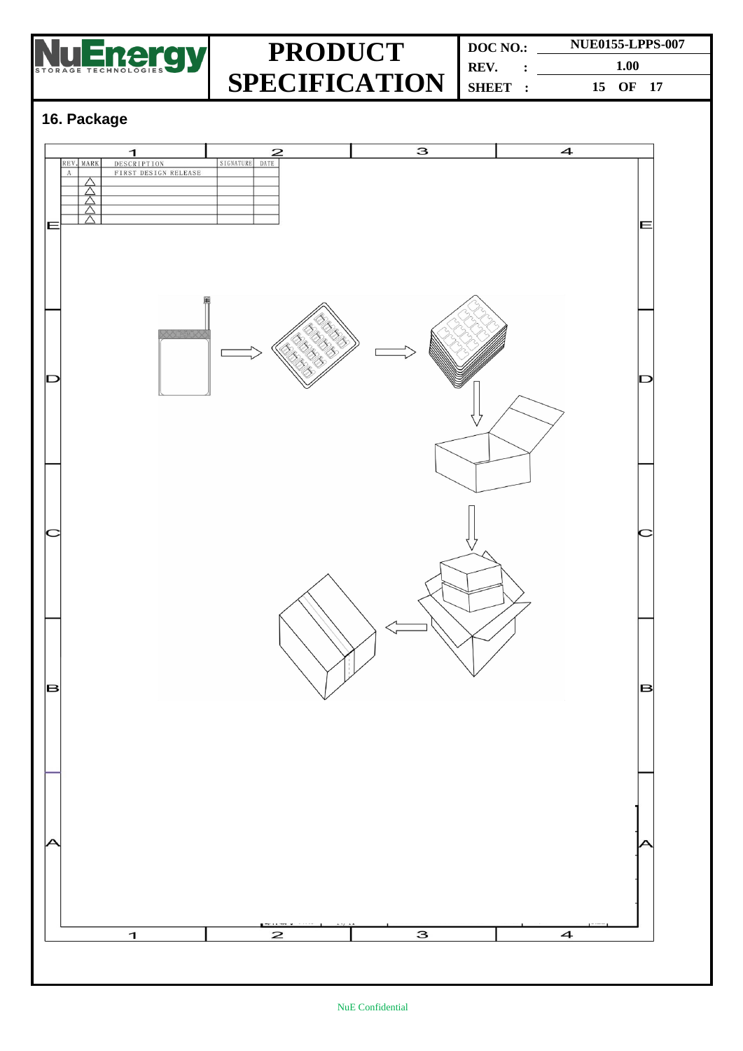## 16. Package

| REV. | MARK | DESCRIPTION | SIGNATURE | DATE |
|---|---|---|---|---|
| A | | FIRST DESIGN RELEASE | | |
| | △ | | | |
| | △ | | | |
| | △ | | | |
| | △ | | | |
| | △ | | | |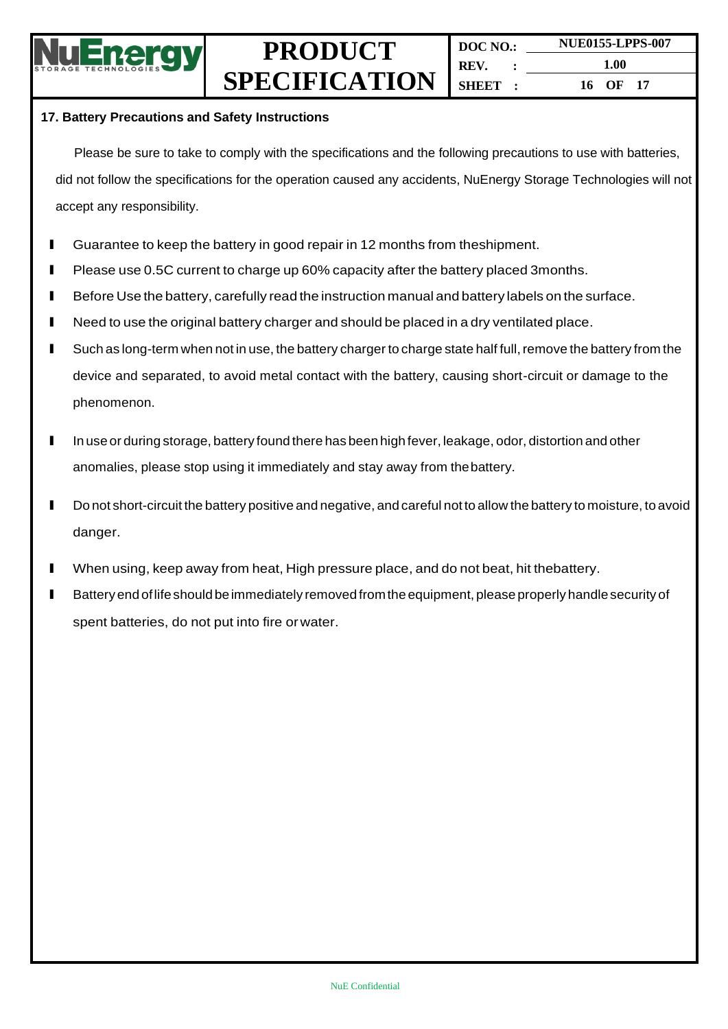## 17. Battery Precautions and Safety Instructions

Please be sure to take to comply with the specifications and the following precautions to use with batteries, did not follow the specifications for the operation caused any accidents, NuEnergy Storage Technologies will not accept any responsibility.

- Guarantee to keep the battery in good repair in 12 months from theshipment.
- Please use 0.5C current to charge up 60% capacity after the battery placed 3months.
- Before Use the battery, carefully read the instruction manual and battery labels on the surface.
- Need to use the original battery charger and should be placed in a dry ventilated place.
- Such as long-term when not in use, the battery charger to charge state half full, remove the battery from the device and separated, to avoid metal contact with the battery, causing short-circuit or damage to the phenomenon.
- In use or during storage, battery found there has been high fever, leakage, odor, distortion and other anomalies, please stop using it immediately and stay away from thebattery.
- Do not short-circuit the battery positive and negative, and careful not to allow the battery to moisture, to avoid danger.
- When using, keep away from heat, High pressure place, and do not beat, hit thebattery.
- Battery end of life should be immediately removed from the equipment, please properly handle security of spent batteries, do not put into fire orwater.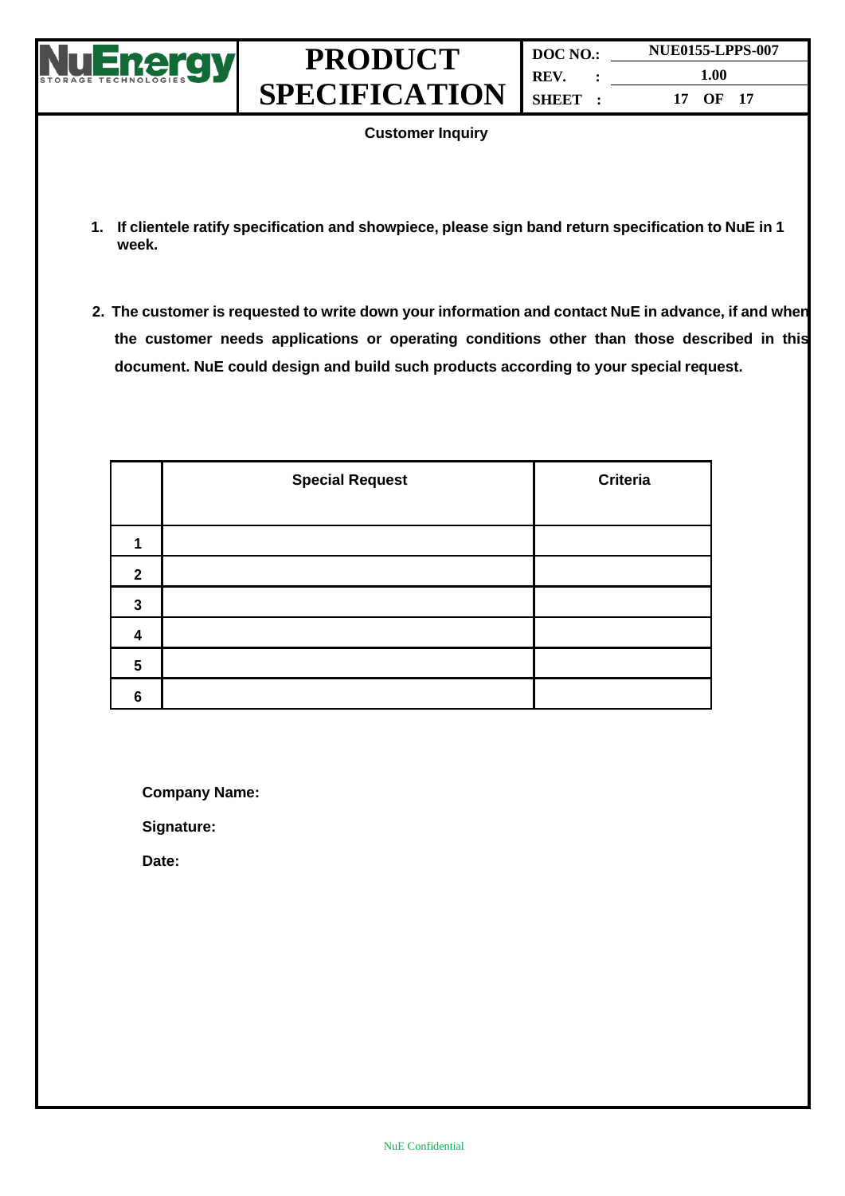## Customer Inquiry

1. **If clientele ratify specification and showpiece, please sign band return specification to NuE in 1 week.**

2. **The customer is requested to write down your information and contact NuE in advance, if and when the customer needs applications or operating conditions other than those described in this document. NuE could design and build such products according to your special request.**

| | Special Request | Criteria |
|---|---|---|
| 1 | | |
| 2 | | |
| 3 | | |
| 4 | | |
| 5 | | |
| 6 | | |

**Company Name:**

**Signature:**

**Date:**